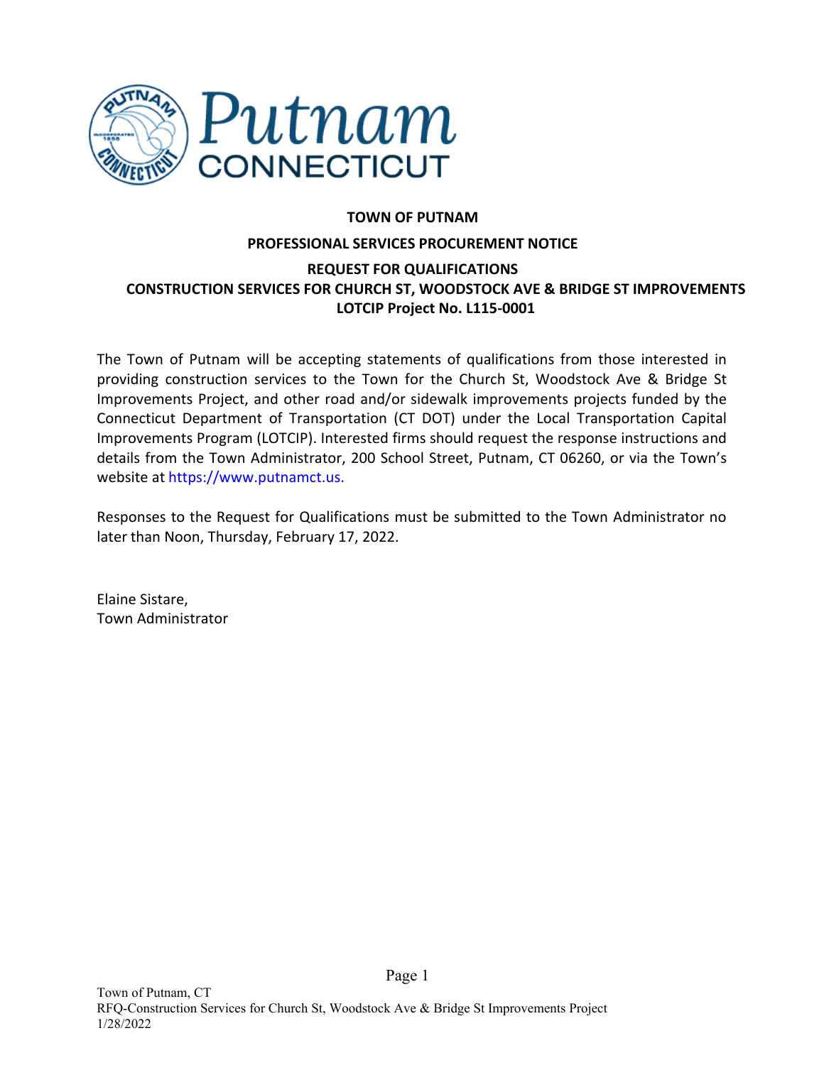# TOWN OF PUTNAM

## PROFESSIONAL SERVICES PROCUREMENT NOTICE

## REQUEST FOR QUALIFICATIONS
## CONSTRUCTION SERVICES FOR CHURCH ST, WOODSTOCK AVE & BRIDGE ST IMPROVEMENTS
## LOTCIP Project No. L115-0001

The Town of Putnam will be accepting statements of qualifications from those interested in providing construction services to the Town for the Church St, Woodstock Ave & Bridge St Improvements Project, and other road and/or sidewalk improvements projects funded by the Connecticut Department of Transportation (CT DOT) under the Local Transportation Capital Improvements Program (LOTCIP). Interested firms should request the response instructions and details from the Town Administrator, 200 School Street, Putnam, CT 06260, or via the Town's website at https://www.putnamct.us.

Responses to the Request for Qualifications must be submitted to the Town Administrator no later than Noon, Thursday, February 17, 2022.

Elaine Sistare,
Town Administrator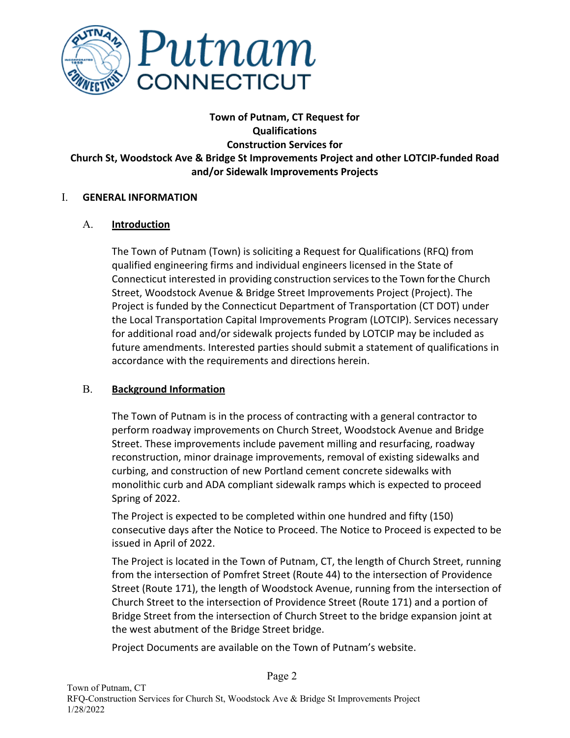**Town of Putnam, CT Request for Qualifications**
**Construction Services for**
**Church St, Woodstock Ave & Bridge St Improvements Project and other LOTCIP-funded Road and/or Sidewalk Improvements Projects**

## I. GENERAL INFORMATION

### A. Introduction

The Town of Putnam (Town) is soliciting a Request for Qualifications (RFQ) from qualified engineering firms and individual engineers licensed in the State of Connecticut interested in providing construction services to the Town for the Church Street, Woodstock Avenue & Bridge Street Improvements Project (Project). The Project is funded by the Connecticut Department of Transportation (CT DOT) under the Local Transportation Capital Improvements Program (LOTCIP). Services necessary for additional road and/or sidewalk projects funded by LOTCIP may be included as future amendments. Interested parties should submit a statement of qualifications in accordance with the requirements and directions herein.

### B. Background Information

The Town of Putnam is in the process of contracting with a general contractor to perform roadway improvements on Church Street, Woodstock Avenue and Bridge Street. These improvements include pavement milling and resurfacing, roadway reconstruction, minor drainage improvements, removal of existing sidewalks and curbing, and construction of new Portland cement concrete sidewalks with monolithic curb and ADA compliant sidewalk ramps which is expected to proceed Spring of 2022.

The Project is expected to be completed within one hundred and fifty (150) consecutive days after the Notice to Proceed. The Notice to Proceed is expected to be issued in April of 2022.

The Project is located in the Town of Putnam, CT, the length of Church Street, running from the intersection of Pomfret Street (Route 44) to the intersection of Providence Street (Route 171), the length of Woodstock Avenue, running from the intersection of Church Street to the intersection of Providence Street (Route 171) and a portion of Bridge Street from the intersection of Church Street to the bridge expansion joint at the west abutment of the Bridge Street bridge.

Project Documents are available on the Town of Putnam's website.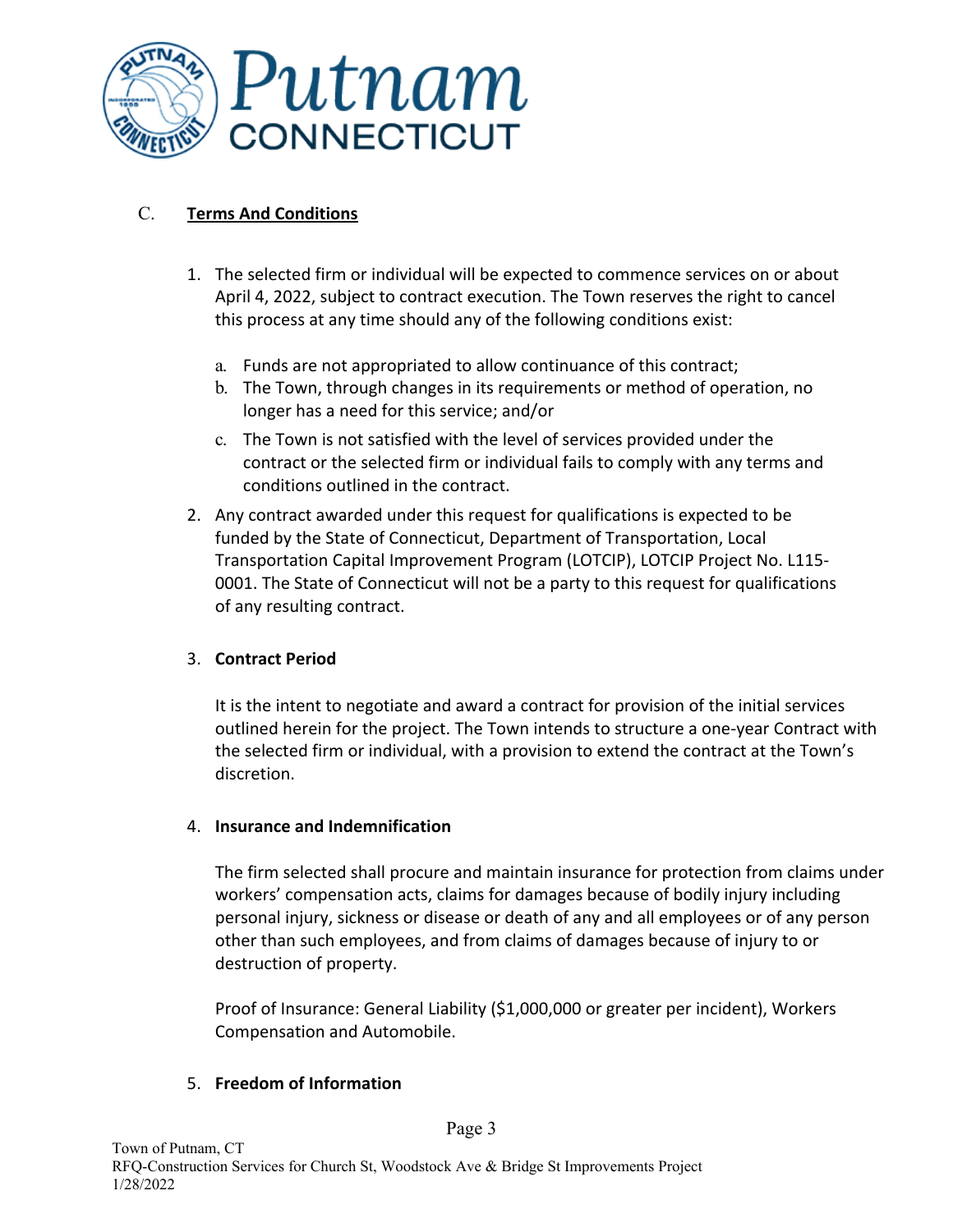## C. **Terms And Conditions**

1. The selected firm or individual will be expected to commence services on or about April 4, 2022, subject to contract execution. The Town reserves the right to cancel this process at any time should any of the following conditions exist:

   a. Funds are not appropriated to allow continuance of this contract;
   b. The Town, through changes in its requirements or method of operation, no longer has a need for this service; and/or
   c. The Town is not satisfied with the level of services provided under the contract or the selected firm or individual fails to comply with any terms and conditions outlined in the contract.

2. Any contract awarded under this request for qualifications is expected to be funded by the State of Connecticut, Department of Transportation, Local Transportation Capital Improvement Program (LOTCIP), LOTCIP Project No. L115-0001. The State of Connecticut will not be a party to this request for qualifications of any resulting contract.

3. **Contract Period**

   It is the intent to negotiate and award a contract for provision of the initial services outlined herein for the project. The Town intends to structure a one-year Contract with the selected firm or individual, with a provision to extend the contract at the Town's discretion.

4. **Insurance and Indemnification**

   The firm selected shall procure and maintain insurance for protection from claims under workers' compensation acts, claims for damages because of bodily injury including personal injury, sickness or disease or death of any and all employees or of any person other than such employees, and from claims of damages because of injury to or destruction of property.

   Proof of Insurance: General Liability ($1,000,000 or greater per incident), Workers Compensation and Automobile.

5. **Freedom of Information**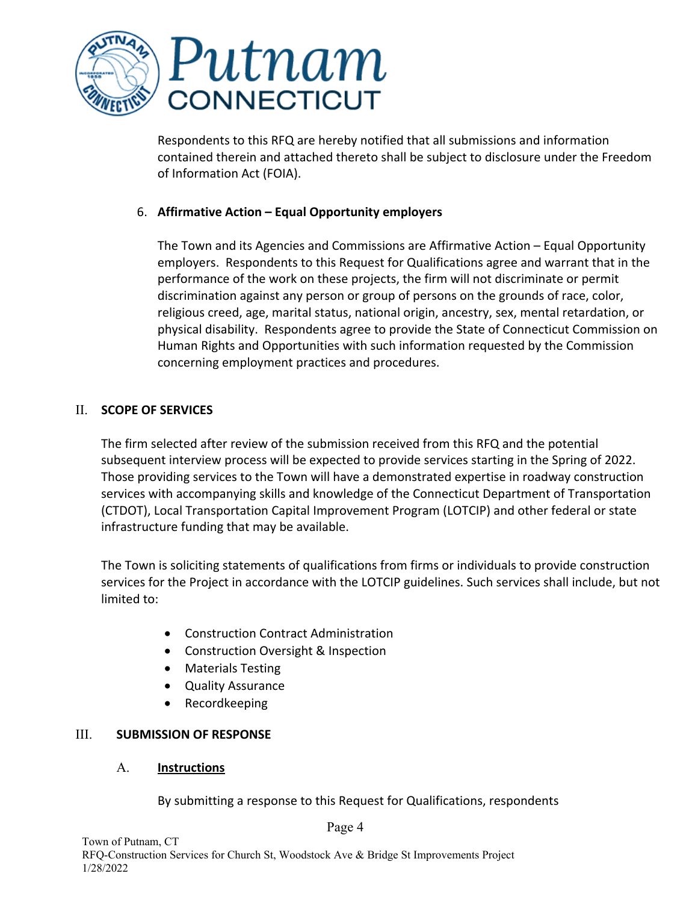Respondents to this RFQ are hereby notified that all submissions and information contained therein and attached thereto shall be subject to disclosure under the Freedom of Information Act (FOIA).

6. **Affirmative Action – Equal Opportunity employers**

   The Town and its Agencies and Commissions are Affirmative Action – Equal Opportunity employers. Respondents to this Request for Qualifications agree and warrant that in the performance of the work on these projects, the firm will not discriminate or permit discrimination against any person or group of persons on the grounds of race, color, religious creed, age, marital status, national origin, ancestry, sex, mental retardation, or physical disability. Respondents agree to provide the State of Connecticut Commission on Human Rights and Opportunities with such information requested by the Commission concerning employment practices and procedures.

## II. SCOPE OF SERVICES

The firm selected after review of the submission received from this RFQ and the potential subsequent interview process will be expected to provide services starting in the Spring of 2022. Those providing services to the Town will have a demonstrated expertise in roadway construction services with accompanying skills and knowledge of the Connecticut Department of Transportation (CTDOT), Local Transportation Capital Improvement Program (LOTCIP) and other federal or state infrastructure funding that may be available.

The Town is soliciting statements of qualifications from firms or individuals to provide construction services for the Project in accordance with the LOTCIP guidelines. Such services shall include, but not limited to:

- Construction Contract Administration
- Construction Oversight & Inspection
- Materials Testing
- Quality Assurance
- Recordkeeping

## III. SUBMISSION OF RESPONSE

### A. Instructions

By submitting a response to this Request for Qualifications, respondents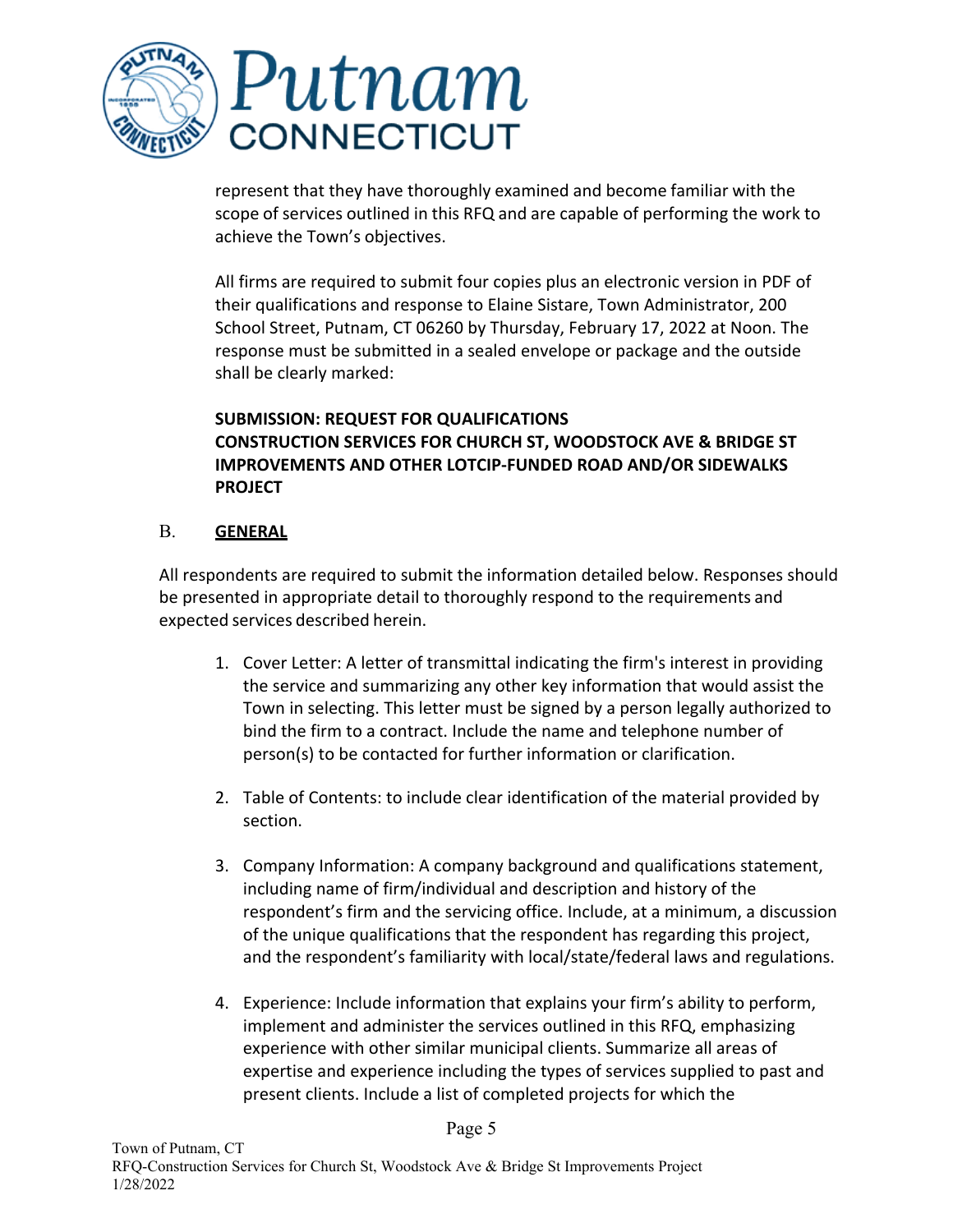represent that they have thoroughly examined and become familiar with the scope of services outlined in this RFQ and are capable of performing the work to achieve the Town's objectives.

All firms are required to submit four copies plus an electronic version in PDF of their qualifications and response to Elaine Sistare, Town Administrator, 200 School Street, Putnam, CT 06260 by Thursday, February 17, 2022 at Noon. The response must be submitted in a sealed envelope or package and the outside shall be clearly marked:

**SUBMISSION: REQUEST FOR QUALIFICATIONS**
**CONSTRUCTION SERVICES FOR CHURCH ST, WOODSTOCK AVE & BRIDGE ST IMPROVEMENTS AND OTHER LOTCIP-FUNDED ROAD AND/OR SIDEWALKS PROJECT**

B. **GENERAL**

All respondents are required to submit the information detailed below. Responses should be presented in appropriate detail to thoroughly respond to the requirements and expected services described herein.

1. Cover Letter: A letter of transmittal indicating the firm's interest in providing the service and summarizing any other key information that would assist the Town in selecting. This letter must be signed by a person legally authorized to bind the firm to a contract. Include the name and telephone number of person(s) to be contacted for further information or clarification.

2. Table of Contents: to include clear identification of the material provided by section.

3. Company Information: A company background and qualifications statement, including name of firm/individual and description and history of the respondent's firm and the servicing office. Include, at a minimum, a discussion of the unique qualifications that the respondent has regarding this project, and the respondent's familiarity with local/state/federal laws and regulations.

4. Experience: Include information that explains your firm's ability to perform, implement and administer the services outlined in this RFQ, emphasizing experience with other similar municipal clients. Summarize all areas of expertise and experience including the types of services supplied to past and present clients. Include a list of completed projects for which the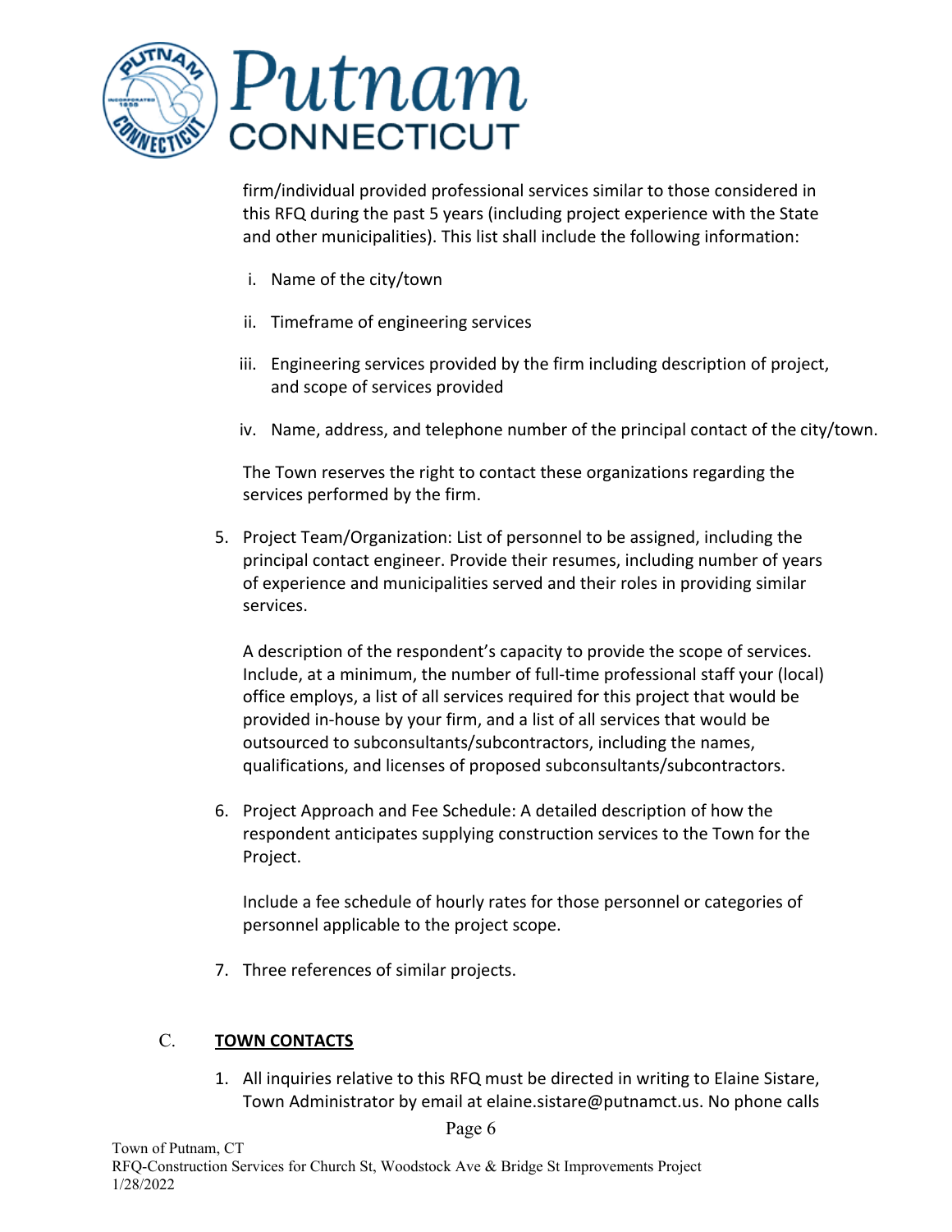firm/individual provided professional services similar to those considered in this RFQ during the past 5 years (including project experience with the State and other municipalities). This list shall include the following information:

i. Name of the city/town

ii. Timeframe of engineering services

iii. Engineering services provided by the firm including description of project, and scope of services provided

iv. Name, address, and telephone number of the principal contact of the city/town.

The Town reserves the right to contact these organizations regarding the services performed by the firm.

5. Project Team/Organization: List of personnel to be assigned, including the principal contact engineer. Provide their resumes, including number of years of experience and municipalities served and their roles in providing similar services.

   A description of the respondent's capacity to provide the scope of services. Include, at a minimum, the number of full-time professional staff your (local) office employs, a list of all services required for this project that would be provided in-house by your firm, and a list of all services that would be outsourced to subconsultants/subcontractors, including the names, qualifications, and licenses of proposed subconsultants/subcontractors.

6. Project Approach and Fee Schedule: A detailed description of how the respondent anticipates supplying construction services to the Town for the Project.

   Include a fee schedule of hourly rates for those personnel or categories of personnel applicable to the project scope.

7. Three references of similar projects.

## C. TOWN CONTACTS

1. All inquiries relative to this RFQ must be directed in writing to Elaine Sistare, Town Administrator by email at elaine.sistare@putnamct.us. No phone calls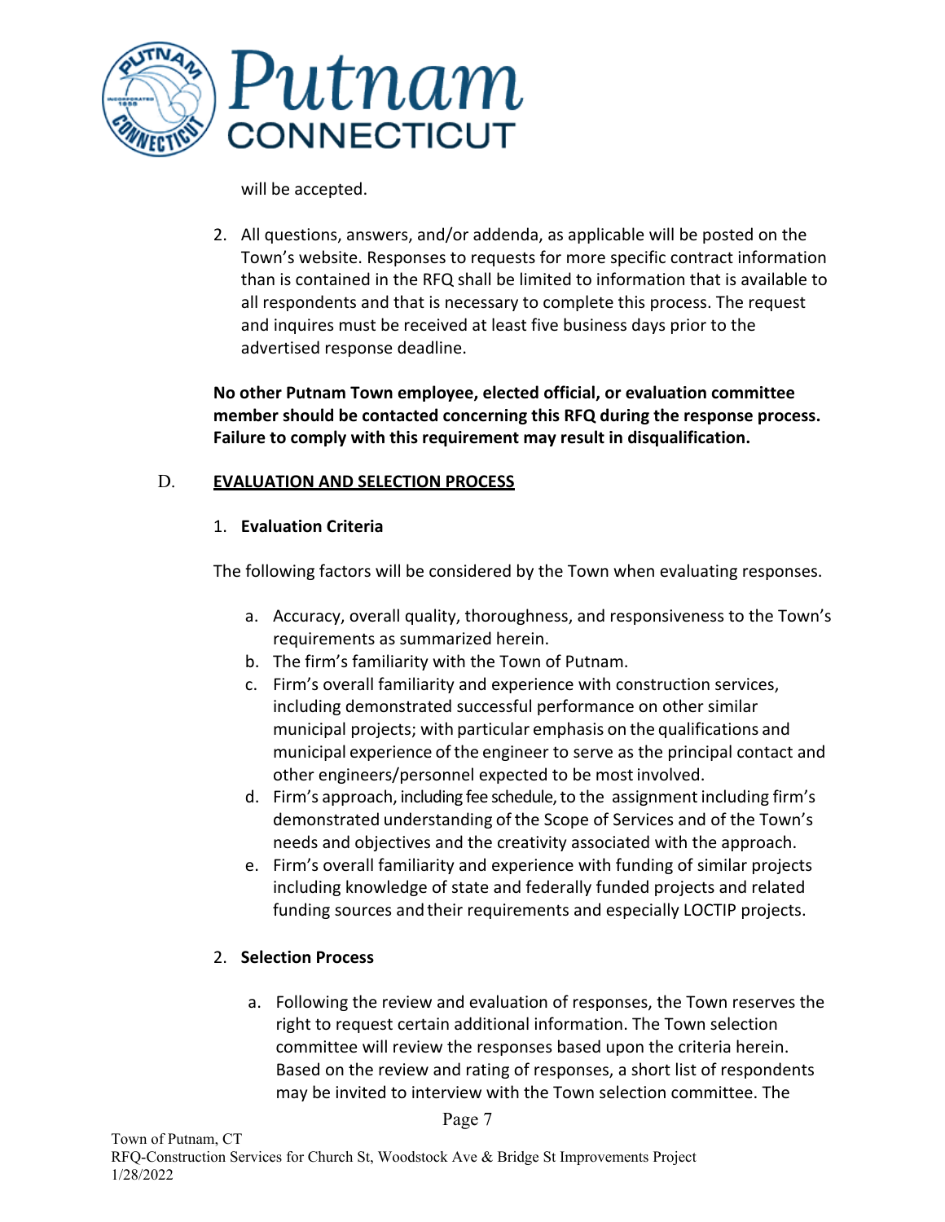will be accepted.

2. All questions, answers, and/or addenda, as applicable will be posted on the Town's website. Responses to requests for more specific contract information than is contained in the RFQ shall be limited to information that is available to all respondents and that is necessary to complete this process. The request and inquires must be received at least five business days prior to the advertised response deadline.

**No other Putnam Town employee, elected official, or evaluation committee member should be contacted concerning this RFQ during the response process. Failure to comply with this requirement may result in disqualification.**

## D. EVALUATION AND SELECTION PROCESS

### 1. Evaluation Criteria

The following factors will be considered by the Town when evaluating responses.

a. Accuracy, overall quality, thoroughness, and responsiveness to the Town's requirements as summarized herein.
b. The firm's familiarity with the Town of Putnam.
c. Firm's overall familiarity and experience with construction services, including demonstrated successful performance on other similar municipal projects; with particular emphasis on the qualifications and municipal experience of the engineer to serve as the principal contact and other engineers/personnel expected to be most involved.
d. Firm's approach, including fee schedule, to the assignment including firm's demonstrated understanding of the Scope of Services and of the Town's needs and objectives and the creativity associated with the approach.
e. Firm's overall familiarity and experience with funding of similar projects including knowledge of state and federally funded projects and related funding sources and their requirements and especially LOCTIP projects.

### 2. Selection Process

a. Following the review and evaluation of responses, the Town reserves the right to request certain additional information. The Town selection committee will review the responses based upon the criteria herein. Based on the review and rating of responses, a short list of respondents may be invited to interview with the Town selection committee. The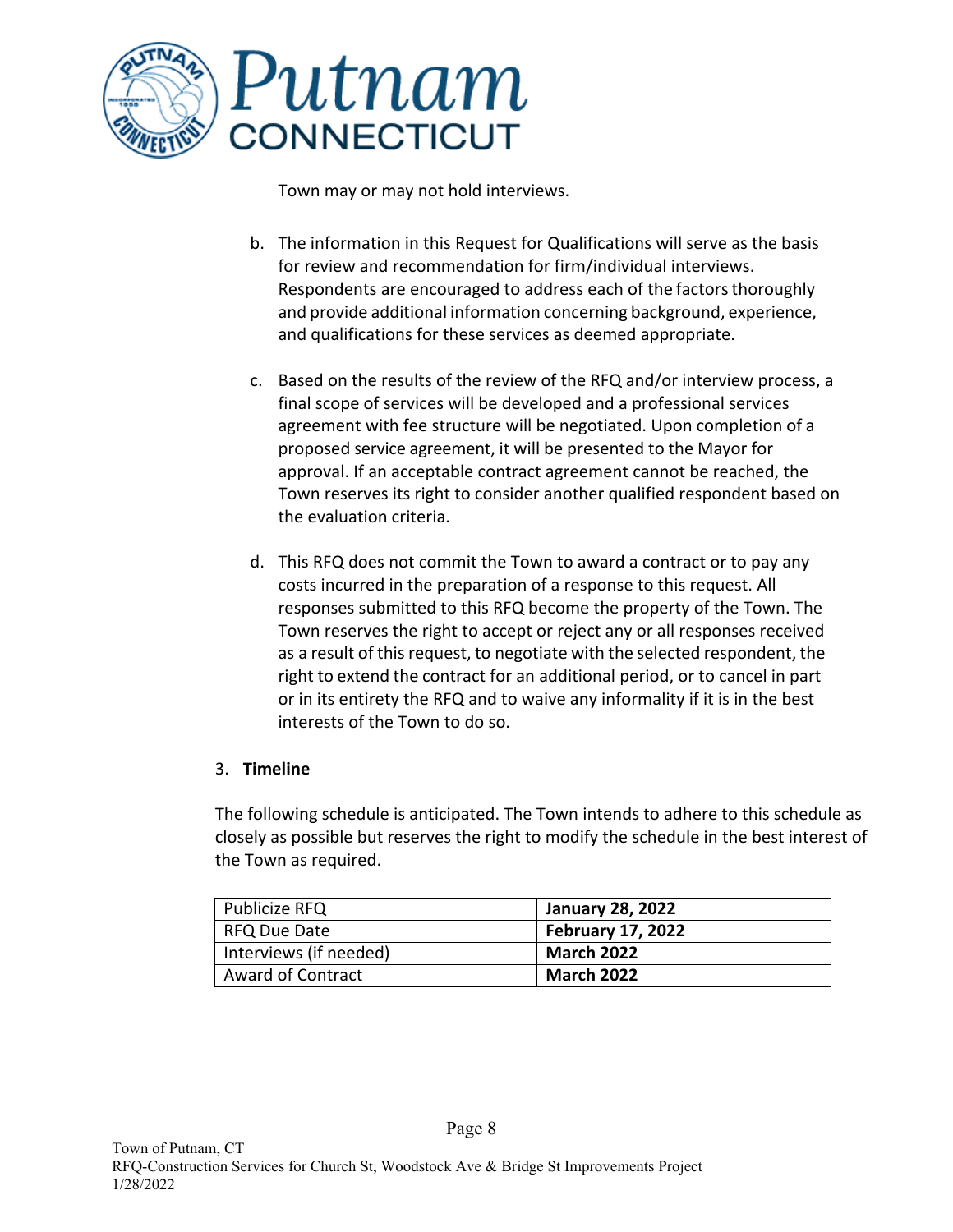Town may or may not hold interviews.

b. The information in this Request for Qualifications will serve as the basis for review and recommendation for firm/individual interviews. Respondents are encouraged to address each of the factors thoroughly and provide additional information concerning background, experience, and qualifications for these services as deemed appropriate.

c. Based on the results of the review of the RFQ and/or interview process, a final scope of services will be developed and a professional services agreement with fee structure will be negotiated. Upon completion of a proposed service agreement, it will be presented to the Mayor for approval. If an acceptable contract agreement cannot be reached, the Town reserves its right to consider another qualified respondent based on the evaluation criteria.

d. This RFQ does not commit the Town to award a contract or to pay any costs incurred in the preparation of a response to this request. All responses submitted to this RFQ become the property of the Town. The Town reserves the right to accept or reject any or all responses received as a result of this request, to negotiate with the selected respondent, the right to extend the contract for an additional period, or to cancel in part or in its entirety the RFQ and to waive any informality if it is in the best interests of the Town to do so.

3. **Timeline**

The following schedule is anticipated. The Town intends to adhere to this schedule as closely as possible but reserves the right to modify the schedule in the best interest of the Town as required.

| | |
|---|---|
| Publicize RFQ | **January 28, 2022** |
| RFQ Due Date | **February 17, 2022** |
| Interviews (if needed) | **March 2022** |
| Award of Contract | **March 2022** |